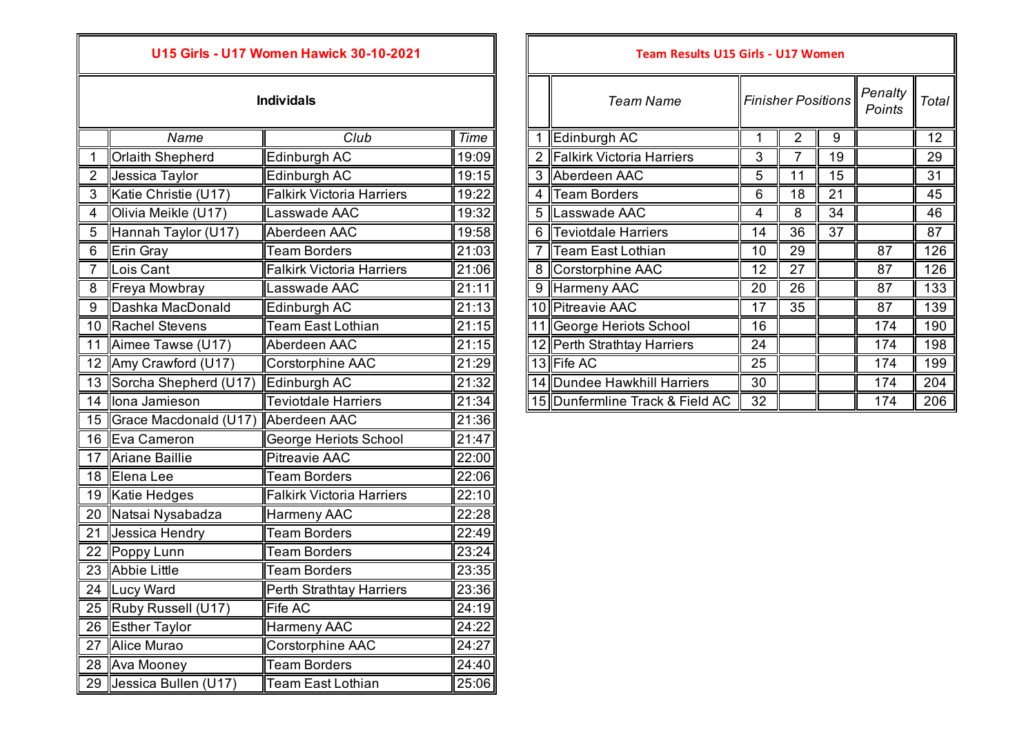## U15 Girls - U17 Women Hawick 30-10-2021

### Individals

| | Name | Club | Time |
|---|---|---|---|
| 1 | Orlaith Shepherd | Edinburgh AC | 19:09 |
| 2 | Jessica Taylor | Edinburgh AC | 19:15 |
| 3 | Katie Christie (U17) | Falkirk Victoria Harriers | 19:22 |
| 4 | Olivia Meikle (U17) | Lasswade AAC | 19:32 |
| 5 | Hannah Taylor (U17) | Aberdeen AAC | 19:58 |
| 6 | Erin Gray | Team Borders | 21:03 |
| 7 | Lois Cant | Falkirk Victoria Harriers | 21:06 |
| 8 | Freya Mowbray | Lasswade AAC | 21:11 |
| 9 | Dashka MacDonald | Edinburgh AC | 21:13 |
| 10 | Rachel Stevens | Team East Lothian | 21:15 |
| 11 | Aimee Tawse (U17) | Aberdeen AAC | 21:15 |
| 12 | Amy Crawford (U17) | Corstorphine AAC | 21:29 |
| 13 | Sorcha Shepherd (U17) | Edinburgh AC | 21:32 |
| 14 | Iona Jamieson | Teviotdale Harriers | 21:34 |
| 15 | Grace Macdonald (U17) | Aberdeen AAC | 21:36 |
| 16 | Eva Cameron | George Heriots School | 21:47 |
| 17 | Ariane Baillie | Pitreavie AAC | 22:00 |
| 18 | Elena Lee | Team Borders | 22:06 |
| 19 | Katie Hedges | Falkirk Victoria Harriers | 22:10 |
| 20 | Natsai Nysabadza | Harmeny AAC | 22:28 |
| 21 | Jessica Hendry | Team Borders | 22:49 |
| 22 | Poppy Lunn | Team Borders | 23:24 |
| 23 | Abbie Little | Team Borders | 23:35 |
| 24 | Lucy Ward | Perth Strathtay Harriers | 23:36 |
| 25 | Ruby Russell (U17) | Fife AC | 24:19 |
| 26 | Esther Taylor | Harmeny AAC | 24:22 |
| 27 | Alice Murao | Corstorphine AAC | 24:27 |
| 28 | Ava Mooney | Team Borders | 24:40 |
| 29 | Jessica Bullen (U17) | Team East Lothian | 25:06 |

## Team Results U15 Girls - U17 Women

| | *Team Name* | *Finisher Positions* | | | *Penalty Points* | *Total* |
|---|---|---|---|---|---|---|
| 1 | Edinburgh AC | 1 | 2 | 9 | | 12 |
| 2 | Falkirk Victoria Harriers | 3 | 7 | 19 | | 29 |
| 3 | Aberdeen AAC | 5 | 11 | 15 | | 31 |
| 4 | Team Borders | 6 | 18 | 21 | | 45 |
| 5 | Lasswade AAC | 4 | 8 | 34 | | 46 |
| 6 | Teviotdale Harriers | 14 | 36 | 37 | | 87 |
| 7 | Team East Lothian | 10 | 29 | | 87 | 126 |
| 8 | Corstorphine AAC | 12 | 27 | | 87 | 126 |
| 9 | Harmeny AAC | 20 | 26 | | 87 | 133 |
| 10 | Pitreavie AAC | 17 | 35 | | 87 | 139 |
| 11 | George Heriots School | 16 | | | 174 | 190 |
| 12 | Perth Strathtay Harriers | 24 | | | 174 | 198 |
| 13 | Fife AC | 25 | | | 174 | 199 |
| 14 | Dundee Hawkhill Harriers | 30 | | | 174 | 204 |
| 15 | Dunfermline Track & Field AC | 32 | | | 174 | 206 |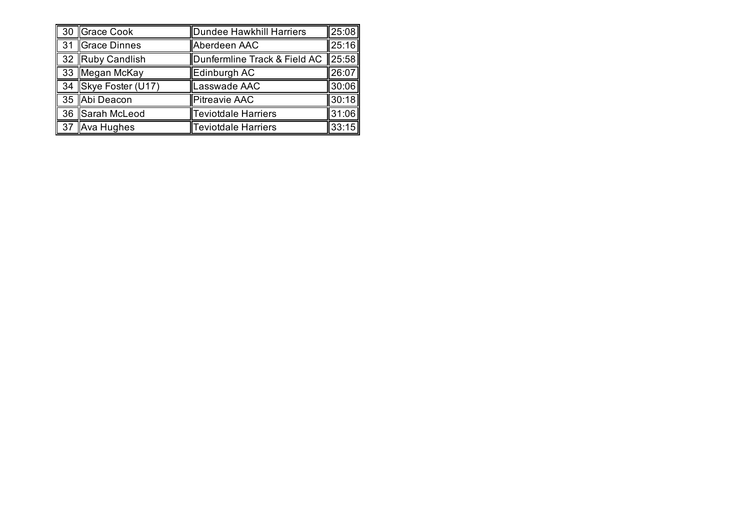| | | | |
|---|---|---|---|
| 30 | Grace Cook | Dundee Hawkhill Harriers | 25:08 |
| 31 | Grace Dinnes | Aberdeen AAC | 25:16 |
| 32 | Ruby Candlish | Dunfermline Track & Field AC | 25:58 |
| 33 | Megan McKay | Edinburgh AC | 26:07 |
| 34 | Skye Foster (U17) | Lasswade AAC | 30:06 |
| 35 | Abi Deacon | Pitreavie AAC | 30:18 |
| 36 | Sarah McLeod | Teviotdale Harriers | 31:06 |
| 37 | Ava Hughes | Teviotdale Harriers | 33:15 |